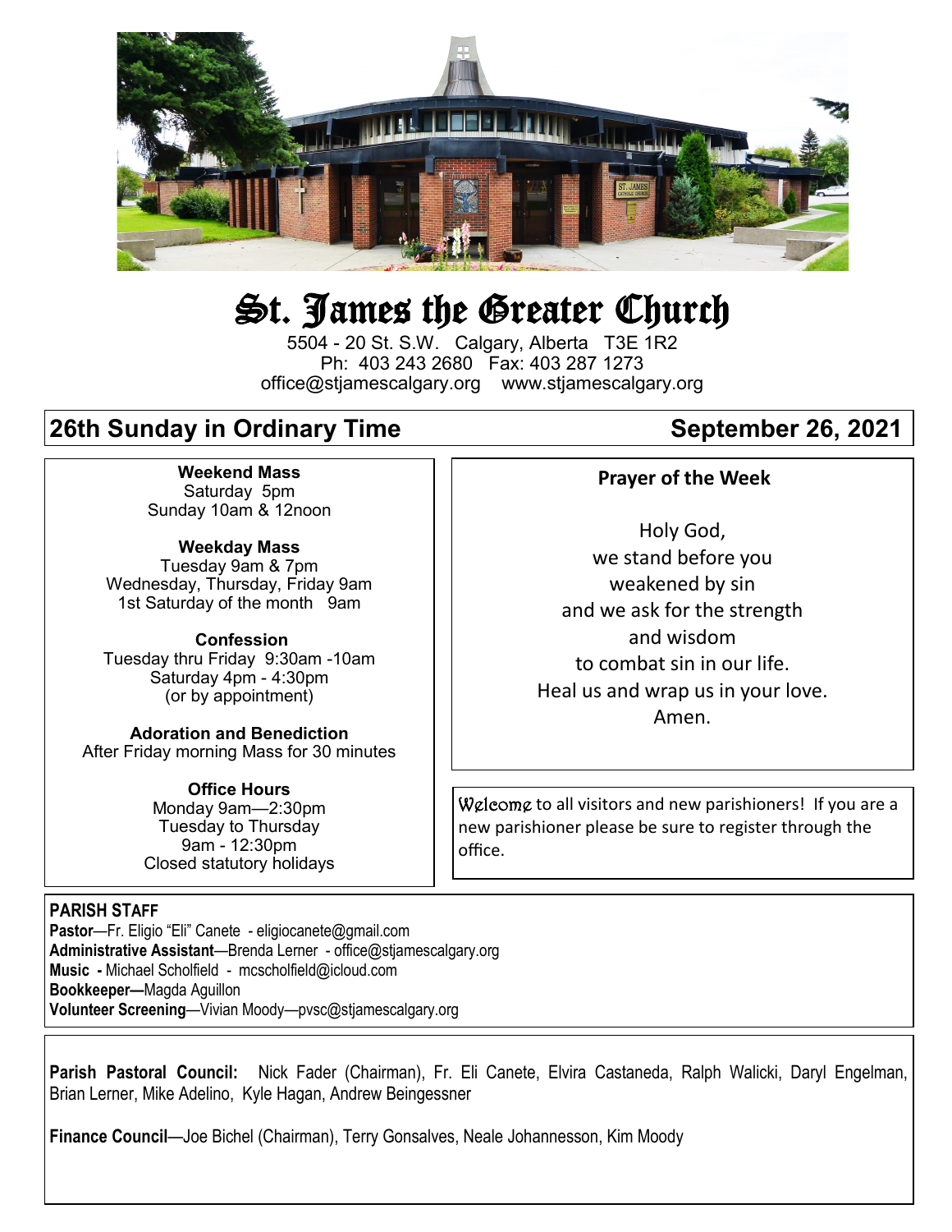# St. James the Greater Church

5504 - 20 St. S.W. Calgary, Alberta T3E 1R2
Ph: 403 243 2680 Fax: 403 287 1273
office@stjamescalgary.org www.stjamescalgary.org

## 26th Sunday in Ordinary Time — September 26, 2021

**Weekend Mass**
Saturday 5pm
Sunday 10am & 12noon

**Weekday Mass**
Tuesday 9am & 7pm
Wednesday, Thursday, Friday 9am
1st Saturday of the month 9am

**Confession**
Tuesday thru Friday 9:30am -10am
Saturday 4pm - 4:30pm
(or by appointment)

**Adoration and Benediction**
After Friday morning Mass for 30 minutes

**Office Hours**
Monday 9am—2:30pm
Tuesday to Thursday
9am - 12:30pm
Closed statutory holidays

**Prayer of the Week**

Holy God,
we stand before you
weakened by sin
and we ask for the strength
and wisdom
to combat sin in our life.
Heal us and wrap us in your love.
Amen.

Welcome to all visitors and new parishioners! If you are a new parishioner please be sure to register through the office.

**PARISH STAFF**
**Pastor**—Fr. Eligio "Eli" Canete - eligiocanete@gmail.com
**Administrative Assistant**—Brenda Lerner - office@stjamescalgary.org
**Music -** Michael Scholfield - mcscholfield@icloud.com
**Bookkeeper—**Magda Aguillon
**Volunteer Screening**—Vivian Moody—pvsc@stjamescalgary.org

**Parish Pastoral Council:** Nick Fader (Chairman), Fr. Eli Canete, Elvira Castaneda, Ralph Walicki, Daryl Engelman, Brian Lerner, Mike Adelino, Kyle Hagan, Andrew Beingessner

**Finance Council**—Joe Bichel (Chairman), Terry Gonsalves, Neale Johannesson, Kim Moody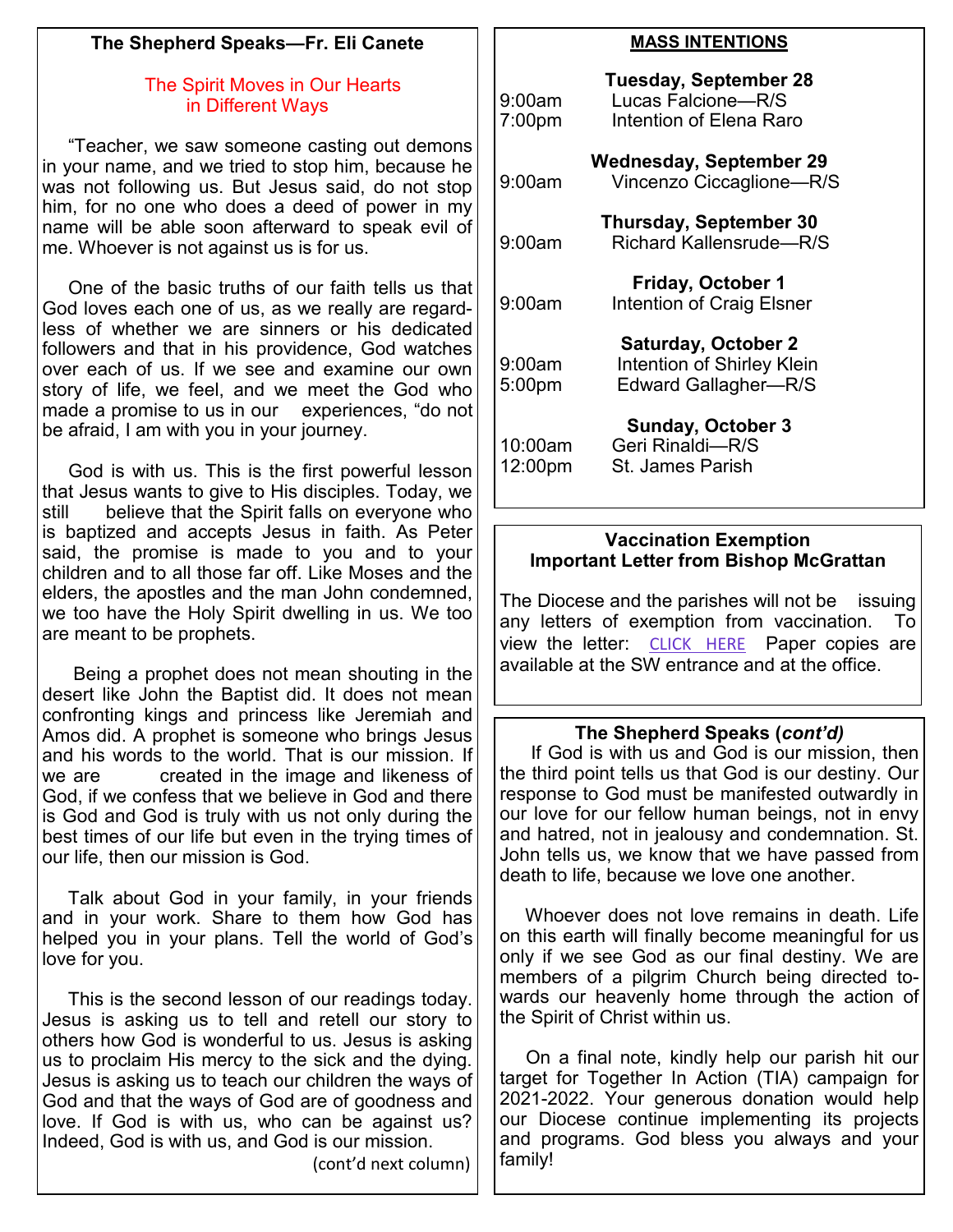## The Shepherd Speaks—Fr. Eli Canete

### The Spirit Moves in Our Hearts in Different Ways

"Teacher, we saw someone casting out demons in your name, and we tried to stop him, because he was not following us. But Jesus said, do not stop him, for no one who does a deed of power in my name will be able soon afterward to speak evil of me. Whoever is not against us is for us.

One of the basic truths of our faith tells us that God loves each one of us, as we really are regardless of whether we are sinners or his dedicated followers and that in his providence, God watches over each of us. If we see and examine our own story of life, we feel, and we meet the God who made a promise to us in our experiences, "do not be afraid, I am with you in your journey.

God is with us. This is the first powerful lesson that Jesus wants to give to His disciples. Today, we still believe that the Spirit falls on everyone who is baptized and accepts Jesus in faith. As Peter said, the promise is made to you and to your children and to all those far off. Like Moses and the elders, the apostles and the man John condemned, we too have the Holy Spirit dwelling in us. We too are meant to be prophets.

Being a prophet does not mean shouting in the desert like John the Baptist did. It does not mean confronting kings and princess like Jeremiah and Amos did. A prophet is someone who brings Jesus and his words to the world. That is our mission. If we are created in the image and likeness of God, if we confess that we believe in God and there is God and God is truly with us not only during the best times of our life but even in the trying times of our life, then our mission is God.

Talk about God in your family, in your friends and in your work. Share to them how God has helped you in your plans. Tell the world of God's love for you.

This is the second lesson of our readings today. Jesus is asking us to tell and retell our story to others how God is wonderful to us. Jesus is asking us to proclaim His mercy to the sick and the dying. Jesus is asking us to teach our children the ways of God and that the ways of God are of goodness and love. If God is with us, who can be against us? Indeed, God is with us, and God is our mission.

(cont'd next column)

## MASS INTENTIONS

**Tuesday, September 28**
9:00am Lucas Falcione—R/S
7:00pm Intention of Elena Raro

**Wednesday, September 29**
9:00am Vincenzo Ciccaglione—R/S

**Thursday, September 30**
9:00am Richard Kallensrude—R/S

**Friday, October 1**
9:00am Intention of Craig Elsner

**Saturday, October 2**
9:00am Intention of Shirley Klein
5:00pm Edward Gallagher—R/S

**Sunday, October 3**
10:00am Geri Rinaldi—R/S
12:00pm St. James Parish

## Vaccination Exemption Important Letter from Bishop McGrattan

The Diocese and the parishes will not be issuing any letters of exemption from vaccination. To view the letter: CLICK HERE Paper copies are available at the SW entrance and at the office.

## The Shepherd Speaks (*cont'd)*

If God is with us and God is our mission, then the third point tells us that God is our destiny. Our response to God must be manifested outwardly in our love for our fellow human beings, not in envy and hatred, not in jealousy and condemnation. St. John tells us, we know that we have passed from death to life, because we love one another.

Whoever does not love remains in death. Life on this earth will finally become meaningful for us only if we see God as our final destiny. We are members of a pilgrim Church being directed towards our heavenly home through the action of the Spirit of Christ within us.

On a final note, kindly help our parish hit our target for Together In Action (TIA) campaign for 2021-2022. Your generous donation would help our Diocese continue implementing its projects and programs. God bless you always and your family!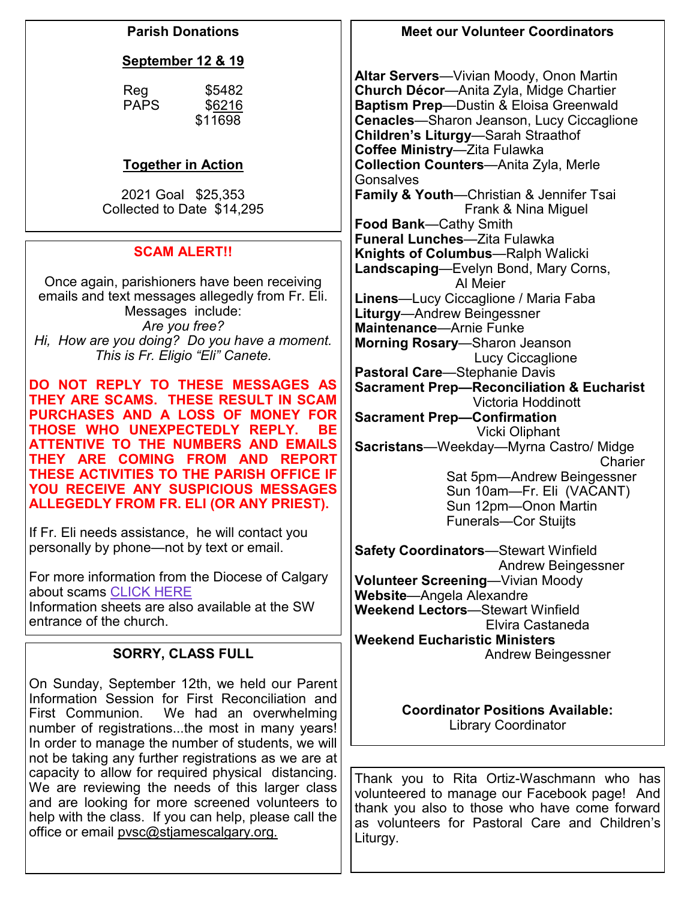## Parish Donations

**September 12 & 19**

| | |
|---|---|
| Reg | $5482 |
| PAPS | $6216 |
| | $11698 |

**Together in Action**

2021 Goal $25,353
Collected to Date $14,295

## SCAM ALERT!!

Once again, parishioners have been receiving emails and text messages allegedly from Fr. Eli. Messages include:
*Are you free?*
*Hi, How are you doing? Do you have a moment. This is Fr. Eligio "Eli" Canete.*

**DO NOT REPLY TO THESE MESSAGES AS THEY ARE SCAMS. THESE RESULT IN SCAM PURCHASES AND A LOSS OF MONEY FOR THOSE WHO UNEXPECTEDLY REPLY. BE ATTENTIVE TO THE NUMBERS AND EMAILS THEY ARE COMING FROM AND REPORT THESE ACTIVITIES TO THE PARISH OFFICE IF YOU RECEIVE ANY SUSPICIOUS MESSAGES ALLEGEDLY FROM FR. ELI (OR ANY PRIEST).**

If Fr. Eli needs assistance, he will contact you personally by phone—not by text or email.

For more information from the Diocese of Calgary about scams CLICK HERE
Information sheets are also available at the SW entrance of the church.

## SORRY, CLASS FULL

On Sunday, September 12th, we held our Parent Information Session for First Reconciliation and First Communion. We had an overwhelming number of registrations...the most in many years! In order to manage the number of students, we will not be taking any further registrations as we are at capacity to allow for required physical distancing. We are reviewing the needs of this larger class and are looking for more screened volunteers to help with the class. If you can help, please call the office or email pvsc@stjamescalgary.org.

## Meet our Volunteer Coordinators

**Altar Servers**—Vivian Moody, Onon Martin
**Church Décor**—Anita Zyla, Midge Chartier
**Baptism Prep**—Dustin & Eloisa Greenwald
**Cenacles**—Sharon Jeanson, Lucy Ciccaglione
**Children's Liturgy**—Sarah Straathof
**Coffee Ministry**—Zita Fulawka
**Collection Counters**—Anita Zyla, Merle Gonsalves
**Family & Youth**—Christian & Jennifer Tsai, Frank & Nina Miguel
**Food Bank**—Cathy Smith
**Funeral Lunches**—Zita Fulawka
**Knights of Columbus**—Ralph Walicki
**Landscaping**—Evelyn Bond, Mary Corns, Al Meier
**Linens**—Lucy Ciccaglione / Maria Faba
**Liturgy**—Andrew Beingessner
**Maintenance**—Arnie Funke
**Morning Rosary**—Sharon Jeanson, Lucy Ciccaglione
**Pastoral Care**—Stephanie Davis
**Sacrament Prep—Reconciliation & Eucharist** Victoria Hoddinott
**Sacrament Prep—Confirmation** Vicki Oliphant
**Sacristans**—Weekday—Myrna Castro/ Midge Charier
Sat 5pm—Andrew Beingessner
Sun 10am—Fr. Eli (VACANT)
Sun 12pm—Onon Martin
Funerals—Cor Stuijts

**Safety Coordinators**—Stewart Winfield, Andrew Beingessner
**Volunteer Screening**—Vivian Moody
**Website**—Angela Alexandre
**Weekend Lectors**—Stewart Winfield, Elvira Castaneda
**Weekend Eucharistic Ministers** Andrew Beingessner

**Coordinator Positions Available:**
Library Coordinator

Thank you to Rita Ortiz-Waschmann who has volunteered to manage our Facebook page! And thank you also to those who have come forward as volunteers for Pastoral Care and Children's Liturgy.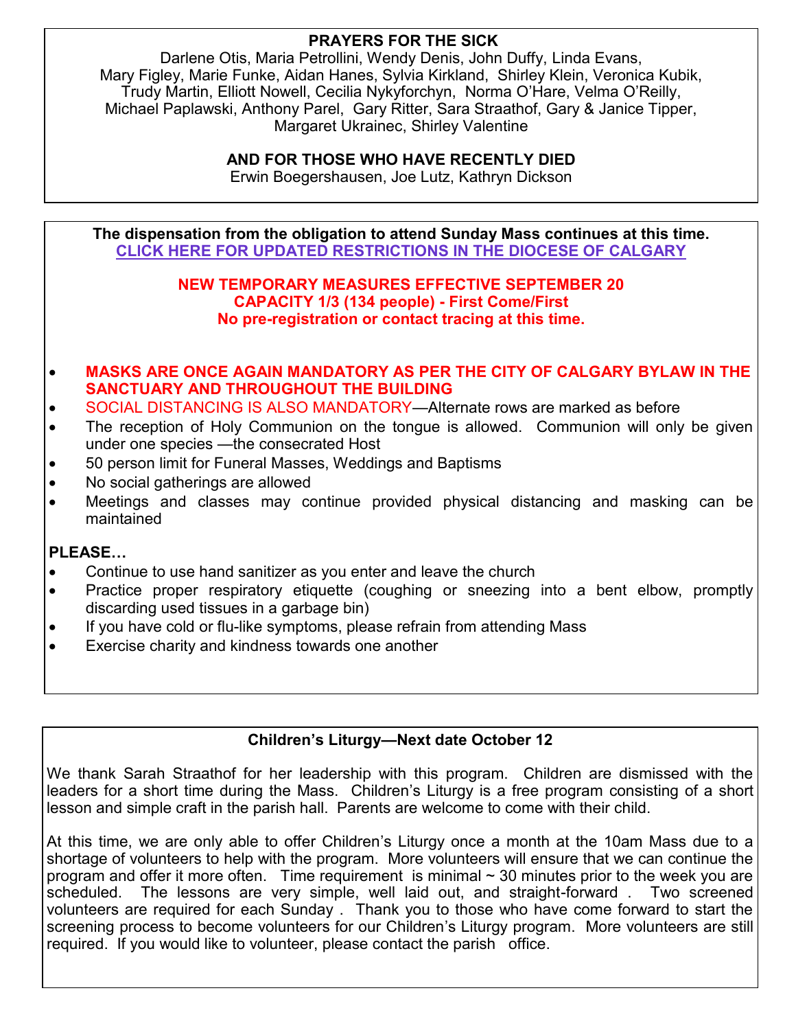**PRAYERS FOR THE SICK**

Darlene Otis, Maria Petrollini, Wendy Denis, John Duffy, Linda Evans, Mary Figley, Marie Funke, Aidan Hanes, Sylvia Kirkland, Shirley Klein, Veronica Kubik, Trudy Martin, Elliott Nowell, Cecilia Nykyforchyn, Norma O'Hare, Velma O'Reilly, Michael Paplawski, Anthony Parel, Gary Ritter, Sara Straathof, Gary & Janice Tipper, Margaret Ukrainec, Shirley Valentine

**AND FOR THOSE WHO HAVE RECENTLY DIED**

Erwin Boegershausen, Joe Lutz, Kathryn Dickson

**The dispensation from the obligation to attend Sunday Mass continues at this time.**

**CLICK HERE FOR UPDATED RESTRICTIONS IN THE DIOCESE OF CALGARY**

**NEW TEMPORARY MEASURES EFFECTIVE SEPTEMBER 20**
**CAPACITY 1/3 (134 people) - First Come/First**
**No pre-registration or contact tracing at this time.**

- **MASKS ARE ONCE AGAIN MANDATORY AS PER THE CITY OF CALGARY BYLAW IN THE SANCTUARY AND THROUGHOUT THE BUILDING**
- SOCIAL DISTANCING IS ALSO MANDATORY—Alternate rows are marked as before
- The reception of Holy Communion on the tongue is allowed. Communion will only be given under one species —the consecrated Host
- 50 person limit for Funeral Masses, Weddings and Baptisms
- No social gatherings are allowed
- Meetings and classes may continue provided physical distancing and masking can be maintained

**PLEASE…**

- Continue to use hand sanitizer as you enter and leave the church
- Practice proper respiratory etiquette (coughing or sneezing into a bent elbow, promptly discarding used tissues in a garbage bin)
- If you have cold or flu-like symptoms, please refrain from attending Mass
- Exercise charity and kindness towards one another

**Children's Liturgy—Next date October 12**

We thank Sarah Straathof for her leadership with this program. Children are dismissed with the leaders for a short time during the Mass. Children's Liturgy is a free program consisting of a short lesson and simple craft in the parish hall. Parents are welcome to come with their child.

At this time, we are only able to offer Children's Liturgy once a month at the 10am Mass due to a shortage of volunteers to help with the program. More volunteers will ensure that we can continue the program and offer it more often. Time requirement is minimal ~ 30 minutes prior to the week you are scheduled. The lessons are very simple, well laid out, and straight-forward . Two screened volunteers are required for each Sunday . Thank you to those who have come forward to start the screening process to become volunteers for our Children's Liturgy program. More volunteers are still required. If you would like to volunteer, please contact the parish office.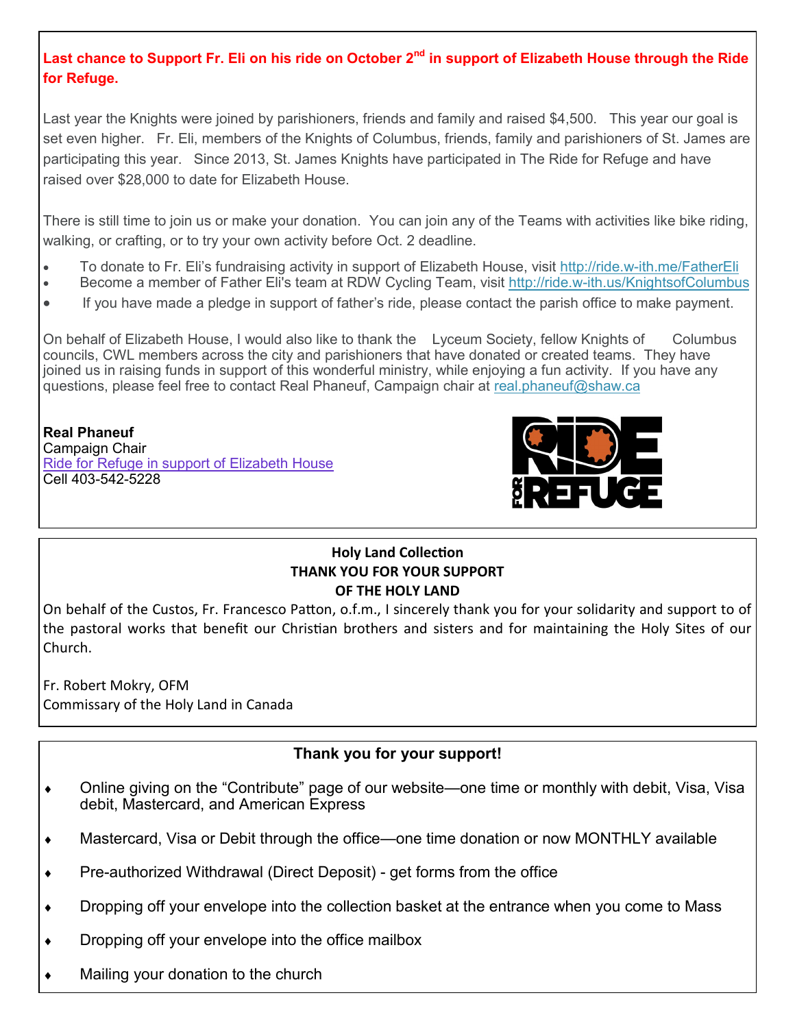**Last chance to Support Fr. Eli on his ride on October 2nd in support of Elizabeth House through the Ride for Refuge.**

Last year the Knights were joined by parishioners, friends and family and raised $4,500. This year our goal is set even higher. Fr. Eli, members of the Knights of Columbus, friends, family and parishioners of St. James are participating this year. Since 2013, St. James Knights have participated in The Ride for Refuge and have raised over $28,000 to date for Elizabeth House.

There is still time to join us or make your donation. You can join any of the Teams with activities like bike riding, walking, or crafting, or to try your own activity before Oct. 2 deadline.

- To donate to Fr. Eli's fundraising activity in support of Elizabeth House, visit http://ride.w-ith.me/FatherEli
- Become a member of Father Eli's team at RDW Cycling Team, visit http://ride.w-ith.us/KnightsofColumbus
- If you have made a pledge in support of father's ride, please contact the parish office to make payment.

On behalf of Elizabeth House, I would also like to thank the Lyceum Society, fellow Knights of Columbus councils, CWL members across the city and parishioners that have donated or created teams. They have joined us in raising funds in support of this wonderful ministry, while enjoying a fun activity. If you have any questions, please feel free to contact Real Phaneuf, Campaign chair at real.phaneuf@shaw.ca

**Real Phaneuf**
Campaign Chair
Ride for Refuge in support of Elizabeth House
Cell 403-542-5228

RIDE FOR REFUGE

**Holy Land Collection**
**THANK YOU FOR YOUR SUPPORT OF THE HOLY LAND**

On behalf of the Custos, Fr. Francesco Patton, o.f.m., I sincerely thank you for your solidarity and support to of the pastoral works that benefit our Christian brothers and sisters and for maintaining the Holy Sites of our Church.

Fr. Robert Mokry, OFM
Commissary of the Holy Land in Canada

**Thank you for your support!**

- Online giving on the "Contribute" page of our website—one time or monthly with debit, Visa, Visa debit, Mastercard, and American Express
- Mastercard, Visa or Debit through the office—one time donation or now MONTHLY available
- Pre-authorized Withdrawal (Direct Deposit) - get forms from the office
- Dropping off your envelope into the collection basket at the entrance when you come to Mass
- Dropping off your envelope into the office mailbox
- Mailing your donation to the church